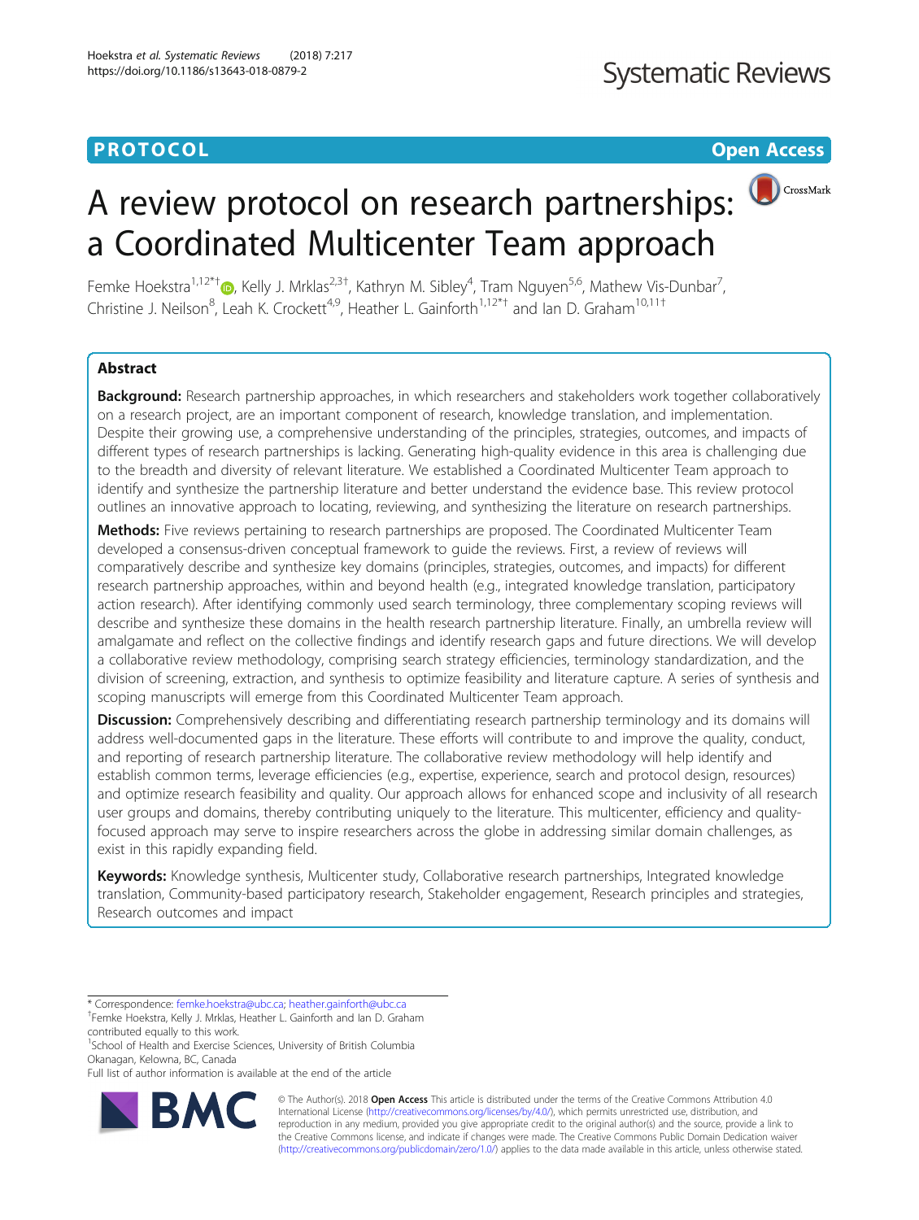PROTOCOL

Open Access

# A review protocol on research partnerships: a Coordinated Multicenter Team approach

Femke Hoekstra[1,12*†], Kelly J. Mrklas[2,3†], Kathryn M. Sibley[4], Tram Nguyen[5,6], Mathew Vis-Dunbar[7], Christine J. Neilson[8], Leah K. Crockett[4,9], Heather L. Gainforth[1,12*†] and Ian D. Graham[10,11†]

## Abstract

**Background:** Research partnership approaches, in which researchers and stakeholders work together collaboratively on a research project, are an important component of research, knowledge translation, and implementation. Despite their growing use, a comprehensive understanding of the principles, strategies, outcomes, and impacts of different types of research partnerships is lacking. Generating high-quality evidence in this area is challenging due to the breadth and diversity of relevant literature. We established a Coordinated Multicenter Team approach to identify and synthesize the partnership literature and better understand the evidence base. This review protocol outlines an innovative approach to locating, reviewing, and synthesizing the literature on research partnerships.

**Methods:** Five reviews pertaining to research partnerships are proposed. The Coordinated Multicenter Team developed a consensus-driven conceptual framework to guide the reviews. First, a review of reviews will comparatively describe and synthesize key domains (principles, strategies, outcomes, and impacts) for different research partnership approaches, within and beyond health (e.g., integrated knowledge translation, participatory action research). After identifying commonly used search terminology, three complementary scoping reviews will describe and synthesize these domains in the health research partnership literature. Finally, an umbrella review will amalgamate and reflect on the collective findings and identify research gaps and future directions. We will develop a collaborative review methodology, comprising search strategy efficiencies, terminology standardization, and the division of screening, extraction, and synthesis to optimize feasibility and literature capture. A series of synthesis and scoping manuscripts will emerge from this Coordinated Multicenter Team approach.

**Discussion:** Comprehensively describing and differentiating research partnership terminology and its domains will address well-documented gaps in the literature. These efforts will contribute to and improve the quality, conduct, and reporting of research partnership literature. The collaborative review methodology will help identify and establish common terms, leverage efficiencies (e.g., expertise, experience, search and protocol design, resources) and optimize research feasibility and quality. Our approach allows for enhanced scope and inclusivity of all research user groups and domains, thereby contributing uniquely to the literature. This multicenter, efficiency and quality-focused approach may serve to inspire researchers across the globe in addressing similar domain challenges, as exist in this rapidly expanding field.

**Keywords:** Knowledge synthesis, Multicenter study, Collaborative research partnerships, Integrated knowledge translation, Community-based participatory research, Stakeholder engagement, Research principles and strategies, Research outcomes and impact

---

* Correspondence: femke.hoekstra@ubc.ca; heather.gainforth@ubc.ca
†Femke Hoekstra, Kelly J. Mrklas, Heather L. Gainforth and Ian D. Graham contributed equally to this work.
[1]School of Health and Exercise Sciences, University of British Columbia Okanagan, Kelowna, BC, Canada
Full list of author information is available at the end of the article

© The Author(s). 2018 **Open Access** This article is distributed under the terms of the Creative Commons Attribution 4.0 International License (http://creativecommons.org/licenses/by/4.0/), which permits unrestricted use, distribution, and reproduction in any medium, provided you give appropriate credit to the original author(s) and the source, provide a link to the Creative Commons license, and indicate if changes were made. The Creative Commons Public Domain Dedication waiver (http://creativecommons.org/publicdomain/zero/1.0/) applies to the data made available in this article, unless otherwise stated.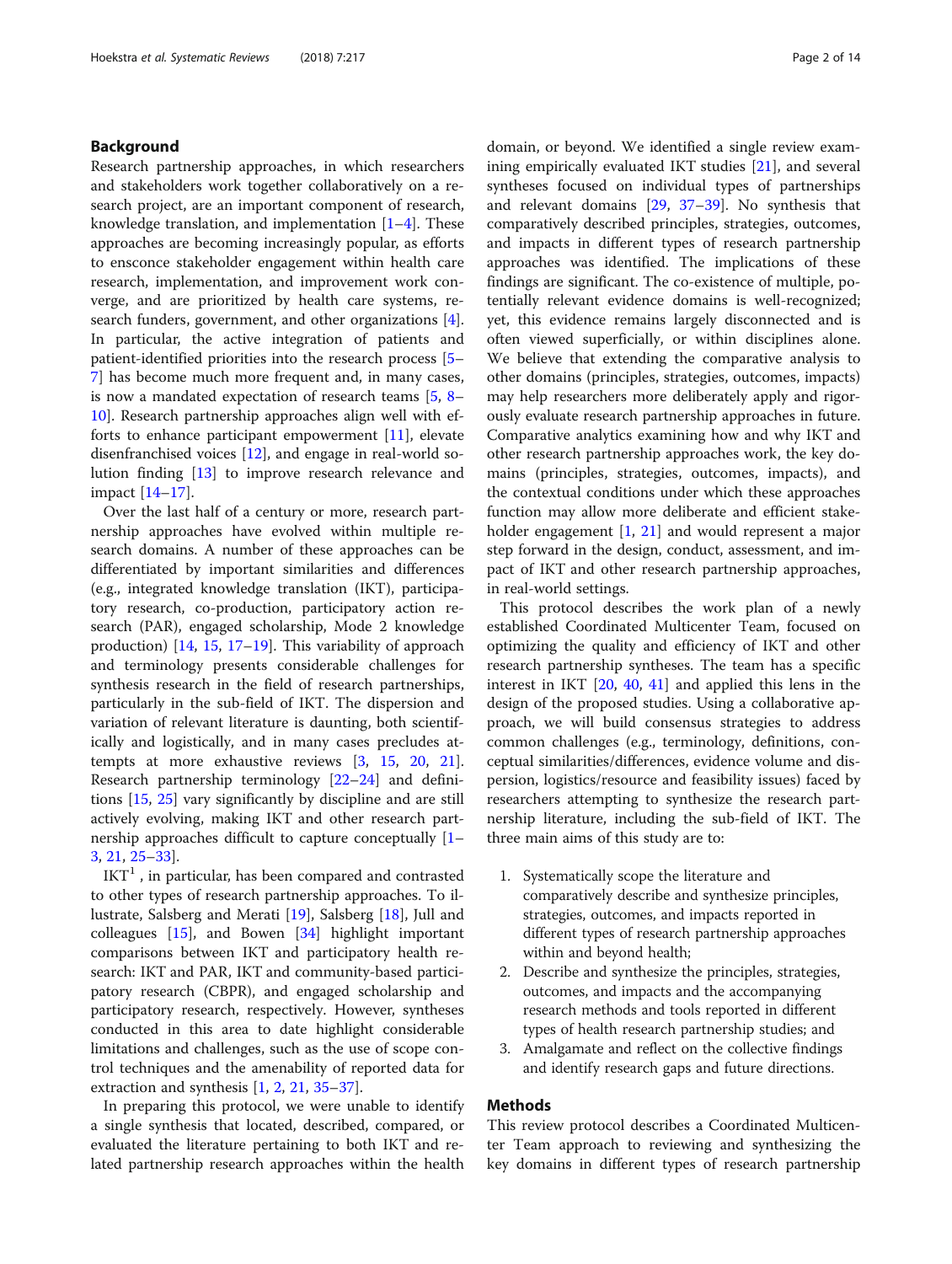## Background

Research partnership approaches, in which researchers and stakeholders work together collaboratively on a research project, are an important component of research, knowledge translation, and implementation [1–4]. These approaches are becoming increasingly popular, as efforts to ensconce stakeholder engagement within health care research, implementation, and improvement work converge, and are prioritized by health care systems, research funders, government, and other organizations [4]. In particular, the active integration of patients and patient-identified priorities into the research process [5–7] has become much more frequent and, in many cases, is now a mandated expectation of research teams [5, 8–10]. Research partnership approaches align well with efforts to enhance participant empowerment [11], elevate disenfranchised voices [12], and engage in real-world solution finding [13] to improve research relevance and impact [14–17].

Over the last half of a century or more, research partnership approaches have evolved within multiple research domains. A number of these approaches can be differentiated by important similarities and differences (e.g., integrated knowledge translation (IKT), participatory research, co-production, participatory action research (PAR), engaged scholarship, Mode 2 knowledge production) [14, 15, 17–19]. This variability of approach and terminology presents considerable challenges for synthesis research in the field of research partnerships, particularly in the sub-field of IKT. The dispersion and variation of relevant literature is daunting, both scientifically and logistically, and in many cases precludes attempts at more exhaustive reviews [3, 15, 20, 21]. Research partnership terminology [22–24] and definitions [15, 25] vary significantly by discipline and are still actively evolving, making IKT and other research partnership approaches difficult to capture conceptually [1–3, 21, 25–33].

IKT[1], in particular, has been compared and contrasted to other types of research partnership approaches. To illustrate, Salsberg and Merati [19], Salsberg [18], Jull and colleagues [15], and Bowen [34] highlight important comparisons between IKT and participatory health research: IKT and PAR, IKT and community-based participatory research (CBPR), and engaged scholarship and participatory research, respectively. However, syntheses conducted in this area to date highlight considerable limitations and challenges, such as the use of scope control techniques and the amenability of reported data for extraction and synthesis [1, 2, 21, 35–37].

In preparing this protocol, we were unable to identify a single synthesis that located, described, compared, or evaluated the literature pertaining to both IKT and related partnership research approaches within the health domain, or beyond. We identified a single review examining empirically evaluated IKT studies [21], and several syntheses focused on individual types of partnerships and relevant domains [29, 37–39]. No synthesis that comparatively described principles, strategies, outcomes, and impacts in different types of research partnership approaches was identified. The implications of these findings are significant. The co-existence of multiple, potentially relevant evidence domains is well-recognized; yet, this evidence remains largely disconnected and is often viewed superficially, or within disciplines alone. We believe that extending the comparative analysis to other domains (principles, strategies, outcomes, impacts) may help researchers more deliberately apply and rigorously evaluate research partnership approaches in future. Comparative analytics examining how and why IKT and other research partnership approaches work, the key domains (principles, strategies, outcomes, impacts), and the contextual conditions under which these approaches function may allow more deliberate and efficient stakeholder engagement [1, 21] and would represent a major step forward in the design, conduct, assessment, and impact of IKT and other research partnership approaches, in real-world settings.

This protocol describes the work plan of a newly established Coordinated Multicenter Team, focused on optimizing the quality and efficiency of IKT and other research partnership syntheses. The team has a specific interest in IKT [20, 40, 41] and applied this lens in the design of the proposed studies. Using a collaborative approach, we will build consensus strategies to address common challenges (e.g., terminology, definitions, conceptual similarities/differences, evidence volume and dispersion, logistics/resource and feasibility issues) faced by researchers attempting to synthesize the research partnership literature, including the sub-field of IKT. The three main aims of this study are to:

1. Systematically scope the literature and comparatively describe and synthesize principles, strategies, outcomes, and impacts reported in different types of research partnership approaches within and beyond health;
2. Describe and synthesize the principles, strategies, outcomes, and impacts and the accompanying research methods and tools reported in different types of health research partnership studies; and
3. Amalgamate and reflect on the collective findings and identify research gaps and future directions.

## Methods

This review protocol describes a Coordinated Multicenter Team approach to reviewing and synthesizing the key domains in different types of research partnership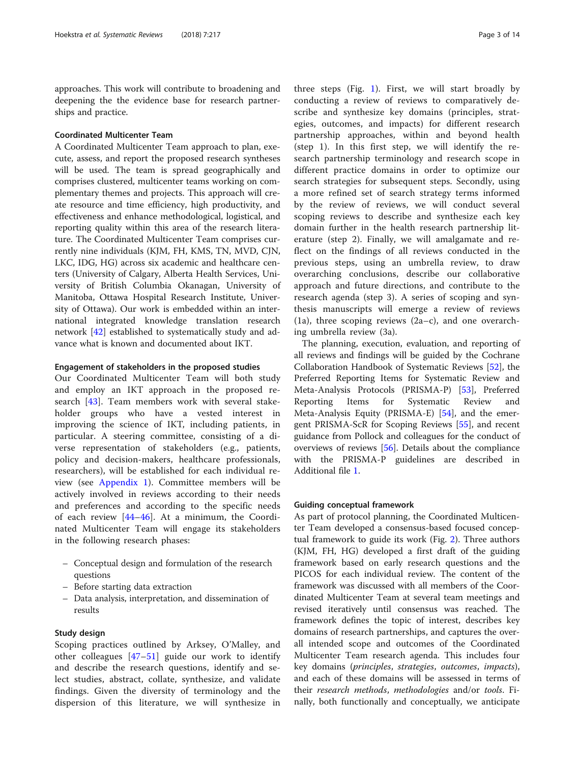approaches. This work will contribute to broadening and deepening the the evidence base for research partnerships and practice.

### Coordinated Multicenter Team

A Coordinated Multicenter Team approach to plan, execute, assess, and report the proposed research syntheses will be used. The team is spread geographically and comprises clustered, multicenter teams working on complementary themes and projects. This approach will create resource and time efficiency, high productivity, and effectiveness and enhance methodological, logistical, and reporting quality within this area of the research literature. The Coordinated Multicenter Team comprises currently nine individuals (KJM, FH, KMS, TN, MVD, CJN, LKC, IDG, HG) across six academic and healthcare centers (University of Calgary, Alberta Health Services, University of British Columbia Okanagan, University of Manitoba, Ottawa Hospital Research Institute, University of Ottawa). Our work is embedded within an international integrated knowledge translation research network [42] established to systematically study and advance what is known and documented about IKT.

### Engagement of stakeholders in the proposed studies

Our Coordinated Multicenter Team will both study and employ an IKT approach in the proposed research [43]. Team members work with several stakeholder groups who have a vested interest in improving the science of IKT, including patients, in particular. A steering committee, consisting of a diverse representation of stakeholders (e.g., patients, policy and decision-makers, healthcare professionals, researchers), will be established for each individual review (see Appendix 1). Committee members will be actively involved in reviews according to their needs and preferences and according to the specific needs of each review [44–46]. At a minimum, the Coordinated Multicenter Team will engage its stakeholders in the following research phases:

- Conceptual design and formulation of the research questions
- Before starting data extraction
- Data analysis, interpretation, and dissemination of results

### Study design

Scoping practices outlined by Arksey, O'Malley, and other colleagues [47–51] guide our work to identify and describe the research questions, identify and select studies, abstract, collate, synthesize, and validate findings. Given the diversity of terminology and the dispersion of this literature, we will synthesize in three steps (Fig. 1). First, we will start broadly by conducting a review of reviews to comparatively describe and synthesize key domains (principles, strategies, outcomes, and impacts) for different research partnership approaches, within and beyond health (step 1). In this first step, we will identify the research partnership terminology and research scope in different practice domains in order to optimize our search strategies for subsequent steps. Secondly, using a more refined set of search strategy terms informed by the review of reviews, we will conduct several scoping reviews to describe and synthesize each key domain further in the health research partnership literature (step 2). Finally, we will amalgamate and reflect on the findings of all reviews conducted in the previous steps, using an umbrella review, to draw overarching conclusions, describe our collaborative approach and future directions, and contribute to the research agenda (step 3). A series of scoping and synthesis manuscripts will emerge a review of reviews (1a), three scoping reviews (2a–c), and one overarching umbrella review (3a).

The planning, execution, evaluation, and reporting of all reviews and findings will be guided by the Cochrane Collaboration Handbook of Systematic Reviews [52], the Preferred Reporting Items for Systematic Review and Meta-Analysis Protocols (PRISMA-P) [53], Preferred Reporting Items for Systematic Review and Meta-Analysis Equity (PRISMA-E) [54], and the emergent PRISMA-ScR for Scoping Reviews [55], and recent guidance from Pollock and colleagues for the conduct of overviews of reviews [56]. Details about the compliance with the PRISMA-P guidelines are described in Additional file 1.

### Guiding conceptual framework

As part of protocol planning, the Coordinated Multicenter Team developed a consensus-based focused conceptual framework to guide its work (Fig. 2). Three authors (KJM, FH, HG) developed a first draft of the guiding framework based on early research questions and the PICOS for each individual review. The content of the framework was discussed with all members of the Coordinated Multicenter Team at several team meetings and revised iteratively until consensus was reached. The framework defines the topic of interest, describes key domains of research partnerships, and captures the overall intended scope and outcomes of the Coordinated Multicenter Team research agenda. This includes four key domains (*principles*, *strategies*, *outcomes*, *impacts*), and each of these domains will be assessed in terms of their *research methods*, *methodologies* and/or *tools*. Finally, both functionally and conceptually, we anticipate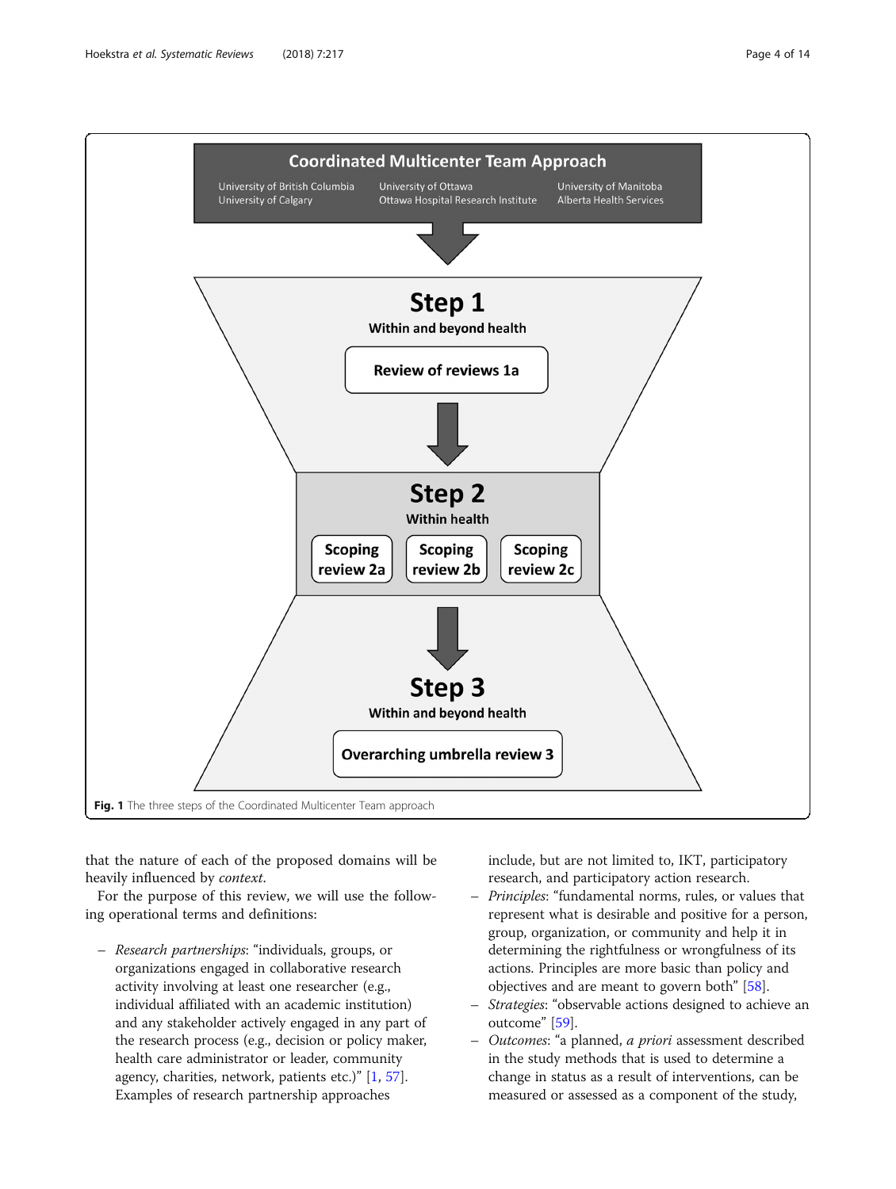Coordinated Multicenter Team Approach

University of British Columbia
University of Calgary
University of Ottawa
Ottawa Hospital Research Institute
University of Manitoba
Alberta Health Services

**Step 1**
Within and beyond health
Review of reviews 1a

**Step 2**
Within health
Scoping review 2a | Scoping review 2b | Scoping review 2c

**Step 3**
Within and beyond health
Overarching umbrella review 3

**Fig. 1** The three steps of the Coordinated Multicenter Team approach

that the nature of each of the proposed domains will be heavily influenced by *context*.

For the purpose of this review, we will use the following operational terms and definitions:

- *Research partnerships*: "individuals, groups, or organizations engaged in collaborative research activity involving at least one researcher (e.g., individual affiliated with an academic institution) and any stakeholder actively engaged in any part of the research process (e.g., decision or policy maker, health care administrator or leader, community agency, charities, network, patients etc.)" [1, 57]. Examples of research partnership approaches include, but are not limited to, IKT, participatory research, and participatory action research.
- *Principles*: "fundamental norms, rules, or values that represent what is desirable and positive for a person, group, organization, or community and help it in determining the rightfulness or wrongfulness of its actions. Principles are more basic than policy and objectives and are meant to govern both" [58].
- *Strategies*: "observable actions designed to achieve an outcome" [59].
- *Outcomes*: "a planned, *a priori* assessment described in the study methods that is used to determine a change in status as a result of interventions, can be measured or assessed as a component of the study,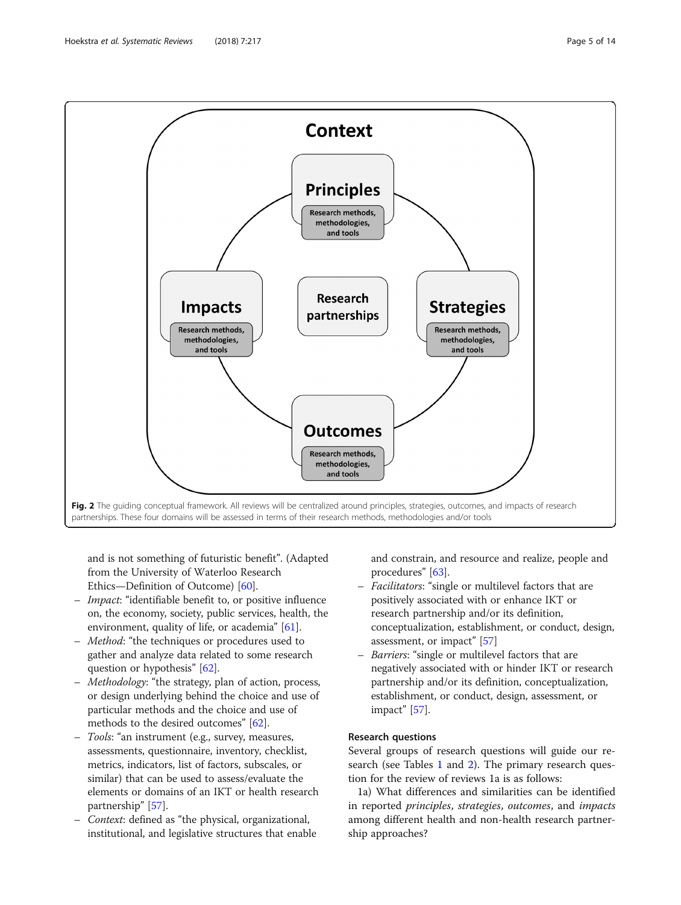Context

Principles

Research methods, methodologies, and tools

Impacts

Research methods, methodologies, and tools

Research partnerships

Strategies

Research methods, methodologies, and tools

Outcomes

Research methods, methodologies, and tools

**Fig. 2** The guiding conceptual framework. All reviews will be centralized around principles, strategies, outcomes, and impacts of research partnerships. These four domains will be assessed in terms of their research methods, methodologies and/or tools

and is not something of futuristic benefit". (Adapted from the University of Waterloo Research Ethics—Definition of Outcome) [60].

- *Impact*: "identifiable benefit to, or positive influence on, the economy, society, public services, health, the environment, quality of life, or academia" [61].
- *Method*: "the techniques or procedures used to gather and analyze data related to some research question or hypothesis" [62].
- *Methodology*: "the strategy, plan of action, process, or design underlying the choice and use of particular methods and the choice and use of methods to the desired outcomes" [62].
- *Tools*: "an instrument (e.g., survey, measures, assessments, questionnaire, inventory, checklist, metrics, indicators, list of factors, subscales, or similar) that can be used to assess/evaluate the elements or domains of an IKT or health research partnership" [57].
- *Context*: defined as "the physical, organizational, institutional, and legislative structures that enable and constrain, and resource and realize, people and procedures" [63].
- *Facilitators*: "single or multilevel factors that are positively associated with or enhance IKT or research partnership and/or its definition, conceptualization, establishment, or conduct, design, assessment, or impact" [57]
- *Barriers*: "single or multilevel factors that are negatively associated with or hinder IKT or research partnership and/or its definition, conceptualization, establishment, or conduct, design, assessment, or impact" [57].

### Research questions

Several groups of research questions will guide our research (see Tables 1 and 2). The primary research question for the review of reviews 1a is as follows:

1a) What differences and similarities can be identified in reported *principles*, *strategies*, *outcomes*, and *impacts* among different health and non-health research partnership approaches?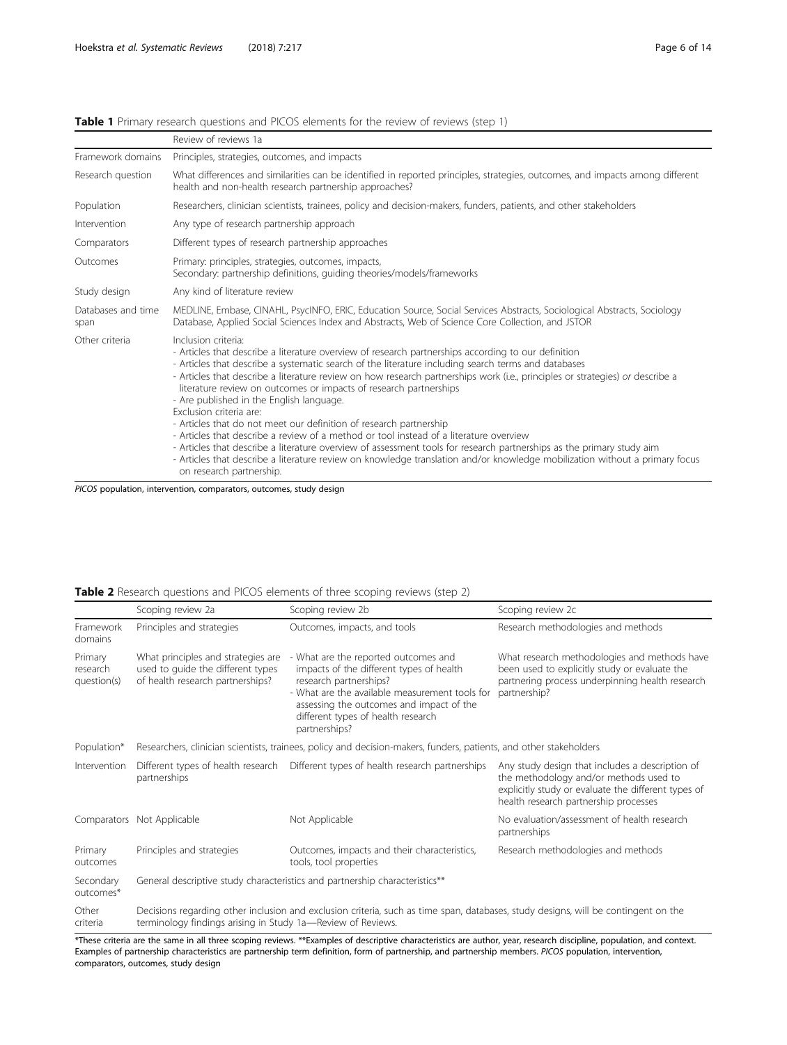**Table 1** Primary research questions and PICOS elements for the review of reviews (step 1)

| | Review of reviews 1a |
|---|---|
| Framework domains | Principles, strategies, outcomes, and impacts |
| Research question | What differences and similarities can be identified in reported principles, strategies, outcomes, and impacts among different health and non-health research partnership approaches? |
| Population | Researchers, clinician scientists, trainees, policy and decision-makers, funders, patients, and other stakeholders |
| Intervention | Any type of research partnership approach |
| Comparators | Different types of research partnership approaches |
| Outcomes | Primary: principles, strategies, outcomes, impacts,<br>Secondary: partnership definitions, guiding theories/models/frameworks |
| Study design | Any kind of literature review |
| Databases and time span | MEDLINE, Embase, CINAHL, PsycINFO, ERIC, Education Source, Social Services Abstracts, Sociological Abstracts, Sociology Database, Applied Social Sciences Index and Abstracts, Web of Science Core Collection, and JSTOR |
| Other criteria | Inclusion criteria:<br>- Articles that describe a literature overview of research partnerships according to our definition<br>- Articles that describe a systematic search of the literature including search terms and databases<br>- Articles that describe a literature review on how research partnerships work (i.e., principles or strategies) *or* describe a literature review on outcomes or impacts of research partnerships<br>- Are published in the English language.<br>Exclusion criteria are:<br>- Articles that do not meet our definition of research partnership<br>- Articles that describe a review of a method or tool instead of a literature overview<br>- Articles that describe a literature overview of assessment tools for research partnerships as the primary study aim<br>- Articles that describe a literature review on knowledge translation and/or knowledge mobilization without a primary focus on research partnership. |

*PICOS* population, intervention, comparators, outcomes, study design

**Table 2** Research questions and PICOS elements of three scoping reviews (step 2)

| | Scoping review 2a | Scoping review 2b | Scoping review 2c |
|---|---|---|---|
| Framework domains | Principles and strategies | Outcomes, impacts, and tools | Research methodologies and methods |
| Primary research question(s) | What principles and strategies are used to guide the different types of health research partnerships? | - What are the reported outcomes and impacts of the different types of health research partnerships?<br>- What are the available measurement tools for assessing the outcomes and impact of the different types of health research partnerships? | What research methodologies and methods have been used to explicitly study or evaluate the partnering process underpinning health research partnership? |
| Population* | Researchers, clinician scientists, trainees, policy and decision-makers, funders, patients, and other stakeholders | | |
| Intervention | Different types of health research partnerships | Different types of health research partnerships | Any study design that includes a description of the methodology and/or methods used to explicitly study or evaluate the different types of health research partnership processes |
| Comparators | Not Applicable | Not Applicable | No evaluation/assessment of health research partnerships |
| Primary outcomes | Principles and strategies | Outcomes, impacts and their characteristics, tools, tool properties | Research methodologies and methods |
| Secondary outcomes* | General descriptive study characteristics and partnership characteristics** | | |
| Other criteria | Decisions regarding other inclusion and exclusion criteria, such as time span, databases, study designs, will be contingent on the terminology findings arising in Study 1a—Review of Reviews. | | |

*These criteria are the same in all three scoping reviews. **Examples of descriptive characteristics are author, year, research discipline, population, and context. Examples of partnership characteristics are partnership term definition, form of partnership, and partnership members. *PICOS* population, intervention, comparators, outcomes, study design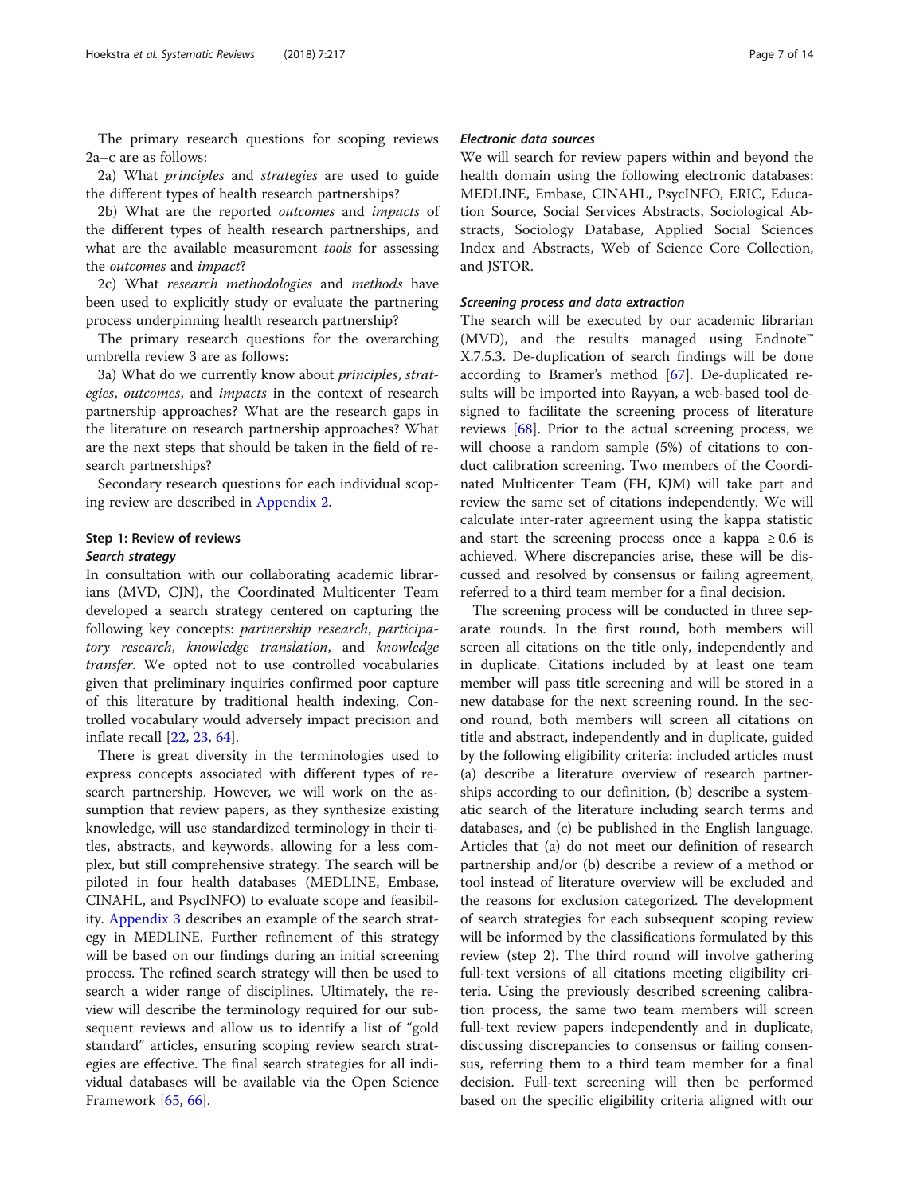The primary research questions for scoping reviews 2a–c are as follows:

2a) What *principles* and *strategies* are used to guide the different types of health research partnerships?

2b) What are the reported *outcomes* and *impacts* of the different types of health research partnerships, and what are the available measurement *tools* for assessing the *outcomes* and *impact*?

2c) What *research methodologies* and *methods* have been used to explicitly study or evaluate the partnering process underpinning health research partnership?

The primary research questions for the overarching umbrella review 3 are as follows:

3a) What do we currently know about *principles*, *strategies*, *outcomes*, and *impacts* in the context of research partnership approaches? What are the research gaps in the literature on research partnership approaches? What are the next steps that should be taken in the field of research partnerships?

Secondary research questions for each individual scoping review are described in Appendix 2.

### Step 1: Review of reviews

#### *Search strategy*

In consultation with our collaborating academic librarians (MVD, CJN), the Coordinated Multicenter Team developed a search strategy centered on capturing the following key concepts: *partnership research*, *participatory research*, *knowledge translation*, and *knowledge transfer*. We opted not to use controlled vocabularies given that preliminary inquiries confirmed poor capture of this literature by traditional health indexing. Controlled vocabulary would adversely impact precision and inflate recall [22, 23, 64].

There is great diversity in the terminologies used to express concepts associated with different types of research partnership. However, we will work on the assumption that review papers, as they synthesize existing knowledge, will use standardized terminology in their titles, abstracts, and keywords, allowing for a less complex, but still comprehensive strategy. The search will be piloted in four health databases (MEDLINE, Embase, CINAHL, and PsycINFO) to evaluate scope and feasibility. Appendix 3 describes an example of the search strategy in MEDLINE. Further refinement of this strategy will be based on our findings during an initial screening process. The refined search strategy will then be used to search a wider range of disciplines. Ultimately, the review will describe the terminology required for our subsequent reviews and allow us to identify a list of "gold standard" articles, ensuring scoping review search strategies are effective. The final search strategies for all individual databases will be available via the Open Science Framework [65, 66].

#### *Electronic data sources*

We will search for review papers within and beyond the health domain using the following electronic databases: MEDLINE, Embase, CINAHL, PsycINFO, ERIC, Education Source, Social Services Abstracts, Sociological Abstracts, Sociology Database, Applied Social Sciences Index and Abstracts, Web of Science Core Collection, and JSTOR.

#### *Screening process and data extraction*

The search will be executed by our academic librarian (MVD), and the results managed using Endnote™ X.7.5.3. De-duplication of search findings will be done according to Bramer's method [67]. De-duplicated results will be imported into Rayyan, a web-based tool designed to facilitate the screening process of literature reviews [68]. Prior to the actual screening process, we will choose a random sample (5%) of citations to conduct calibration screening. Two members of the Coordinated Multicenter Team (FH, KJM) will take part and review the same set of citations independently. We will calculate inter-rater agreement using the kappa statistic and start the screening process once a kappa $\geq 0.6$ is achieved. Where discrepancies arise, these will be discussed and resolved by consensus or failing agreement, referred to a third team member for a final decision.

The screening process will be conducted in three separate rounds. In the first round, both members will screen all citations on the title only, independently and in duplicate. Citations included by at least one team member will pass title screening and will be stored in a new database for the next screening round. In the second round, both members will screen all citations on title and abstract, independently and in duplicate, guided by the following eligibility criteria: included articles must (a) describe a literature overview of research partnerships according to our definition, (b) describe a systematic search of the literature including search terms and databases, and (c) be published in the English language. Articles that (a) do not meet our definition of research partnership and/or (b) describe a review of a method or tool instead of literature overview will be excluded and the reasons for exclusion categorized. The development of search strategies for each subsequent scoping review will be informed by the classifications formulated by this review (step 2). The third round will involve gathering full-text versions of all citations meeting eligibility criteria. Using the previously described screening calibration process, the same two team members will screen full-text review papers independently and in duplicate, discussing discrepancies to consensus or failing consensus, referring them to a third team member for a final decision. Full-text screening will then be performed based on the specific eligibility criteria aligned with our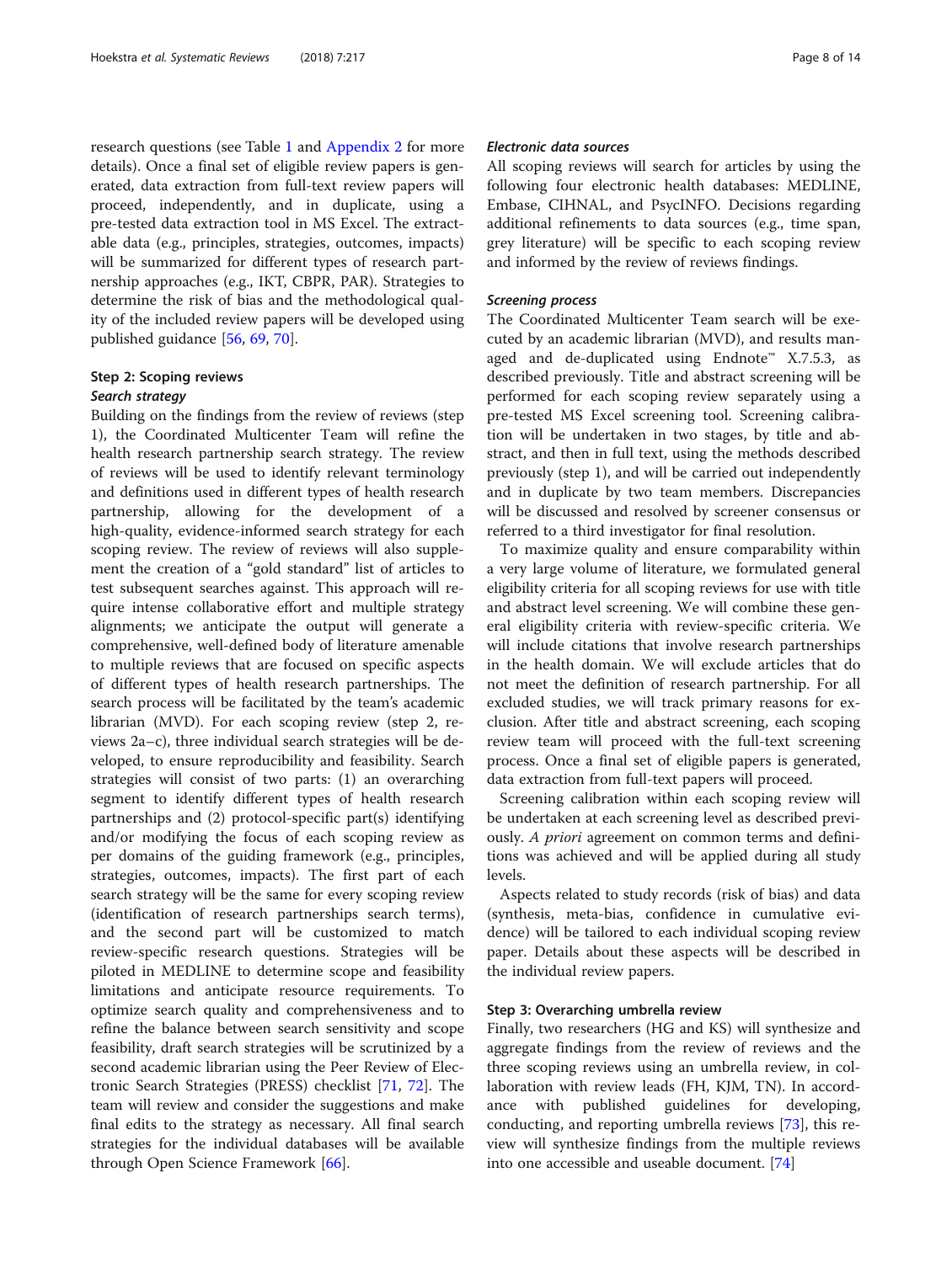research questions (see Table 1 and Appendix 2 for more details). Once a final set of eligible review papers is generated, data extraction from full-text review papers will proceed, independently, and in duplicate, using a pre-tested data extraction tool in MS Excel. The extractable data (e.g., principles, strategies, outcomes, impacts) will be summarized for different types of research partnership approaches (e.g., IKT, CBPR, PAR). Strategies to determine the risk of bias and the methodological quality of the included review papers will be developed using published guidance [56, 69, 70].

### Step 2: Scoping reviews

#### Search strategy

Building on the findings from the review of reviews (step 1), the Coordinated Multicenter Team will refine the health research partnership search strategy. The review of reviews will be used to identify relevant terminology and definitions used in different types of health research partnership, allowing for the development of a high-quality, evidence-informed search strategy for each scoping review. The review of reviews will also supplement the creation of a "gold standard" list of articles to test subsequent searches against. This approach will require intense collaborative effort and multiple strategy alignments; we anticipate the output will generate a comprehensive, well-defined body of literature amenable to multiple reviews that are focused on specific aspects of different types of health research partnerships. The search process will be facilitated by the team's academic librarian (MVD). For each scoping review (step 2, reviews 2a–c), three individual search strategies will be developed, to ensure reproducibility and feasibility. Search strategies will consist of two parts: (1) an overarching segment to identify different types of health research partnerships and (2) protocol-specific part(s) identifying and/or modifying the focus of each scoping review as per domains of the guiding framework (e.g., principles, strategies, outcomes, impacts). The first part of each search strategy will be the same for every scoping review (identification of research partnerships search terms), and the second part will be customized to match review-specific research questions. Strategies will be piloted in MEDLINE to determine scope and feasibility limitations and anticipate resource requirements. To optimize search quality and comprehensiveness and to refine the balance between search sensitivity and scope feasibility, draft search strategies will be scrutinized by a second academic librarian using the Peer Review of Electronic Search Strategies (PRESS) checklist [71, 72]. The team will review and consider the suggestions and make final edits to the strategy as necessary. All final search strategies for the individual databases will be available through Open Science Framework [66].

#### Electronic data sources

All scoping reviews will search for articles by using the following four electronic health databases: MEDLINE, Embase, CIHNAL, and PsycINFO. Decisions regarding additional refinements to data sources (e.g., time span, grey literature) will be specific to each scoping review and informed by the review of reviews findings.

#### Screening process

The Coordinated Multicenter Team search will be executed by an academic librarian (MVD), and results managed and de-duplicated using Endnote™ X.7.5.3, as described previously. Title and abstract screening will be performed for each scoping review separately using a pre-tested MS Excel screening tool. Screening calibration will be undertaken in two stages, by title and abstract, and then in full text, using the methods described previously (step 1), and will be carried out independently and in duplicate by two team members. Discrepancies will be discussed and resolved by screener consensus or referred to a third investigator for final resolution.

To maximize quality and ensure comparability within a very large volume of literature, we formulated general eligibility criteria for all scoping reviews for use with title and abstract level screening. We will combine these general eligibility criteria with review-specific criteria. We will include citations that involve research partnerships in the health domain. We will exclude articles that do not meet the definition of research partnership. For all excluded studies, we will track primary reasons for exclusion. After title and abstract screening, each scoping review team will proceed with the full-text screening process. Once a final set of eligible papers is generated, data extraction from full-text papers will proceed.

Screening calibration within each scoping review will be undertaken at each screening level as described previously. *A priori* agreement on common terms and definitions was achieved and will be applied during all study levels.

Aspects related to study records (risk of bias) and data (synthesis, meta-bias, confidence in cumulative evidence) will be tailored to each individual scoping review paper. Details about these aspects will be described in the individual review papers.

### Step 3: Overarching umbrella review

Finally, two researchers (HG and KS) will synthesize and aggregate findings from the review of reviews and the three scoping reviews using an umbrella review, in collaboration with review leads (FH, KJM, TN). In accordance with published guidelines for developing, conducting, and reporting umbrella reviews [73], this review will synthesize findings from the multiple reviews into one accessible and useable document. [74]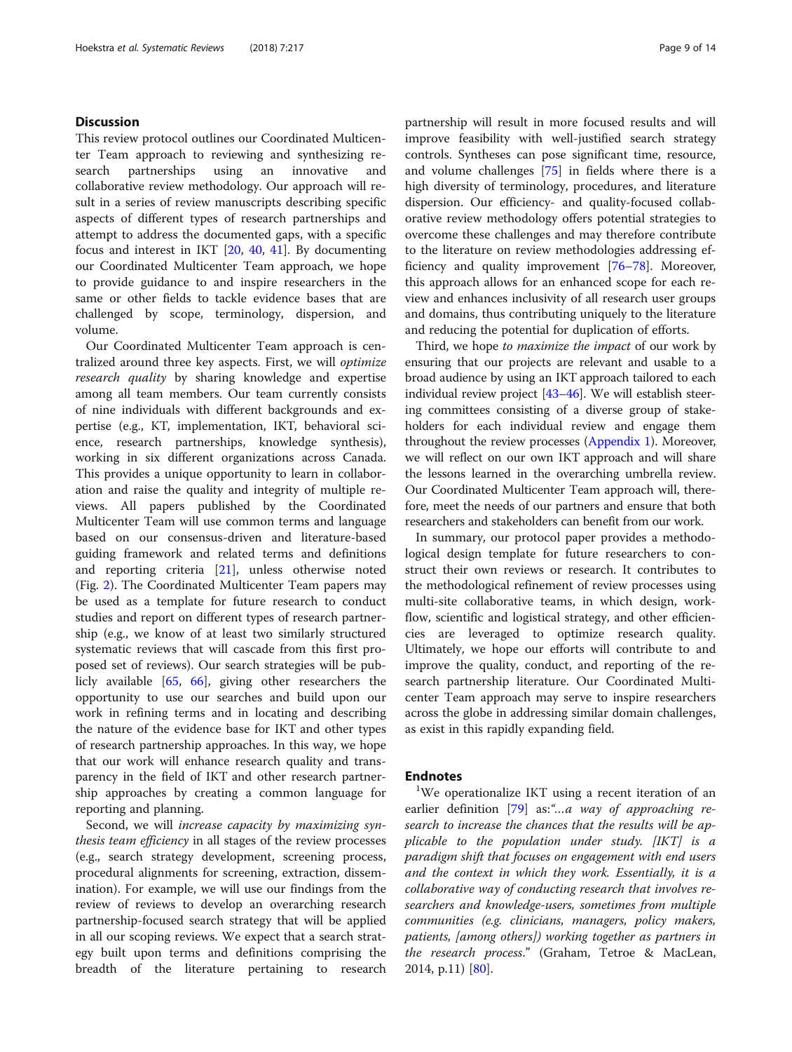## Discussion

This review protocol outlines our Coordinated Multicenter Team approach to reviewing and synthesizing research partnerships using an innovative and collaborative review methodology. Our approach will result in a series of review manuscripts describing specific aspects of different types of research partnerships and attempt to address the documented gaps, with a specific focus and interest in IKT [20, 40, 41]. By documenting our Coordinated Multicenter Team approach, we hope to provide guidance to and inspire researchers in the same or other fields to tackle evidence bases that are challenged by scope, terminology, dispersion, and volume.

Our Coordinated Multicenter Team approach is centralized around three key aspects. First, we will *optimize research quality* by sharing knowledge and expertise among all team members. Our team currently consists of nine individuals with different backgrounds and expertise (e.g., KT, implementation, IKT, behavioral science, research partnerships, knowledge synthesis), working in six different organizations across Canada. This provides a unique opportunity to learn in collaboration and raise the quality and integrity of multiple reviews. All papers published by the Coordinated Multicenter Team will use common terms and language based on our consensus-driven and literature-based guiding framework and related terms and definitions and reporting criteria [21], unless otherwise noted (Fig. 2). The Coordinated Multicenter Team papers may be used as a template for future research to conduct studies and report on different types of research partnership (e.g., we know of at least two similarly structured systematic reviews that will cascade from this first proposed set of reviews). Our search strategies will be publicly available [65, 66], giving other researchers the opportunity to use our searches and build upon our work in refining terms and in locating and describing the nature of the evidence base for IKT and other types of research partnership approaches. In this way, we hope that our work will enhance research quality and transparency in the field of IKT and other research partnership approaches by creating a common language for reporting and planning.

Second, we will *increase capacity by maximizing synthesis team efficiency* in all stages of the review processes (e.g., search strategy development, screening process, procedural alignments for screening, extraction, dissemination). For example, we will use our findings from the review of reviews to develop an overarching research partnership-focused search strategy that will be applied in all our scoping reviews. We expect that a search strategy built upon terms and definitions comprising the breadth of the literature pertaining to research partnership will result in more focused results and will improve feasibility with well-justified search strategy controls. Syntheses can pose significant time, resource, and volume challenges [75] in fields where there is a high diversity of terminology, procedures, and literature dispersion. Our efficiency- and quality-focused collaborative review methodology offers potential strategies to overcome these challenges and may therefore contribute to the literature on review methodologies addressing efficiency and quality improvement [76–78]. Moreover, this approach allows for an enhanced scope for each review and enhances inclusivity of all research user groups and domains, thus contributing uniquely to the literature and reducing the potential for duplication of efforts.

Third, we hope *to maximize the impact* of our work by ensuring that our projects are relevant and usable to a broad audience by using an IKT approach tailored to each individual review project [43–46]. We will establish steering committees consisting of a diverse group of stakeholders for each individual review and engage them throughout the review processes (Appendix 1). Moreover, we will reflect on our own IKT approach and will share the lessons learned in the overarching umbrella review. Our Coordinated Multicenter Team approach will, therefore, meet the needs of our partners and ensure that both researchers and stakeholders can benefit from our work.

In summary, our protocol paper provides a methodological design template for future researchers to construct their own reviews or research. It contributes to the methodological refinement of review processes using multi-site collaborative teams, in which design, workflow, scientific and logistical strategy, and other efficiencies are leveraged to optimize research quality. Ultimately, we hope our efforts will contribute to and improve the quality, conduct, and reporting of the research partnership literature. Our Coordinated Multicenter Team approach may serve to inspire researchers across the globe in addressing similar domain challenges, as exist in this rapidly expanding field.

## Endnotes

[1]We operationalize IKT using a recent iteration of an earlier definition [79] as:"*…a way of approaching research to increase the chances that the results will be applicable to the population under study. [IKT] is a paradigm shift that focuses on engagement with end users and the context in which they work. Essentially, it is a collaborative way of conducting research that involves researchers and knowledge-users, sometimes from multiple communities (e.g. clinicians, managers, policy makers, patients, [among others]) working together as partners in the research process.*" (Graham, Tetroe & MacLean, 2014, p.11) [80].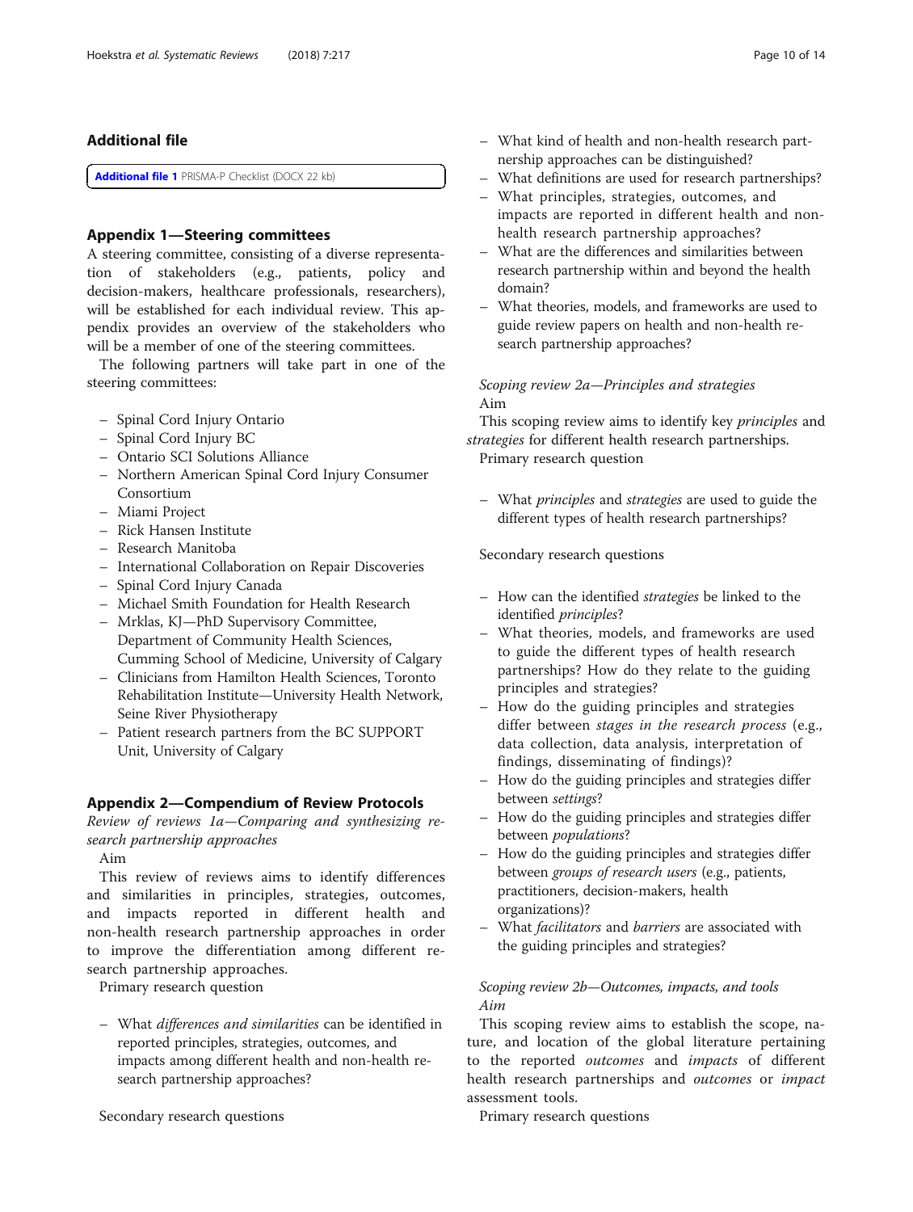## Additional file

**Additional file 1** PRISMA-P Checklist (DOCX 22 kb)

## Appendix 1—Steering committees

A steering committee, consisting of a diverse representation of stakeholders (e.g., patients, policy and decision-makers, healthcare professionals, researchers), will be established for each individual review. This appendix provides an overview of the stakeholders who will be a member of one of the steering committees.

The following partners will take part in one of the steering committees:

- Spinal Cord Injury Ontario
- Spinal Cord Injury BC
- Ontario SCI Solutions Alliance
- Northern American Spinal Cord Injury Consumer Consortium
- Miami Project
- Rick Hansen Institute
- Research Manitoba
- International Collaboration on Repair Discoveries
- Spinal Cord Injury Canada
- Michael Smith Foundation for Health Research
- Mrklas, KJ—PhD Supervisory Committee, Department of Community Health Sciences, Cumming School of Medicine, University of Calgary
- Clinicians from Hamilton Health Sciences, Toronto Rehabilitation Institute—University Health Network, Seine River Physiotherapy
- Patient research partners from the BC SUPPORT Unit, University of Calgary

## Appendix 2—Compendium of Review Protocols

*Review of reviews 1a—Comparing and synthesizing research partnership approaches*

Aim

This review of reviews aims to identify differences and similarities in principles, strategies, outcomes, and impacts reported in different health and non-health research partnership approaches in order to improve the differentiation among different research partnership approaches.

Primary research question

- What *differences and similarities* can be identified in reported principles, strategies, outcomes, and impacts among different health and non-health research partnership approaches?

Secondary research questions

- What kind of health and non-health research partnership approaches can be distinguished?
- What definitions are used for research partnerships?
- What principles, strategies, outcomes, and impacts are reported in different health and non-health research partnership approaches?
- What are the differences and similarities between research partnership within and beyond the health domain?
- What theories, models, and frameworks are used to guide review papers on health and non-health research partnership approaches?

*Scoping review 2a—Principles and strategies*

Aim

This scoping review aims to identify key *principles* and *strategies* for different health research partnerships.

Primary research question

- What *principles* and *strategies* are used to guide the different types of health research partnerships?

Secondary research questions

- How can the identified *strategies* be linked to the identified *principles*?
- What theories, models, and frameworks are used to guide the different types of health research partnerships? How do they relate to the guiding principles and strategies?
- How do the guiding principles and strategies differ between *stages in the research process* (e.g., data collection, data analysis, interpretation of findings, disseminating of findings)?
- How do the guiding principles and strategies differ between *settings*?
- How do the guiding principles and strategies differ between *populations*?
- How do the guiding principles and strategies differ between *groups of research users* (e.g., patients, practitioners, decision-makers, health organizations)?
- What *facilitators* and *barriers* are associated with the guiding principles and strategies?

*Scoping review 2b—Outcomes, impacts, and tools*

*Aim*

This scoping review aims to establish the scope, nature, and location of the global literature pertaining to the reported *outcomes* and *impacts* of different health research partnerships and *outcomes* or *impact* assessment tools.

Primary research questions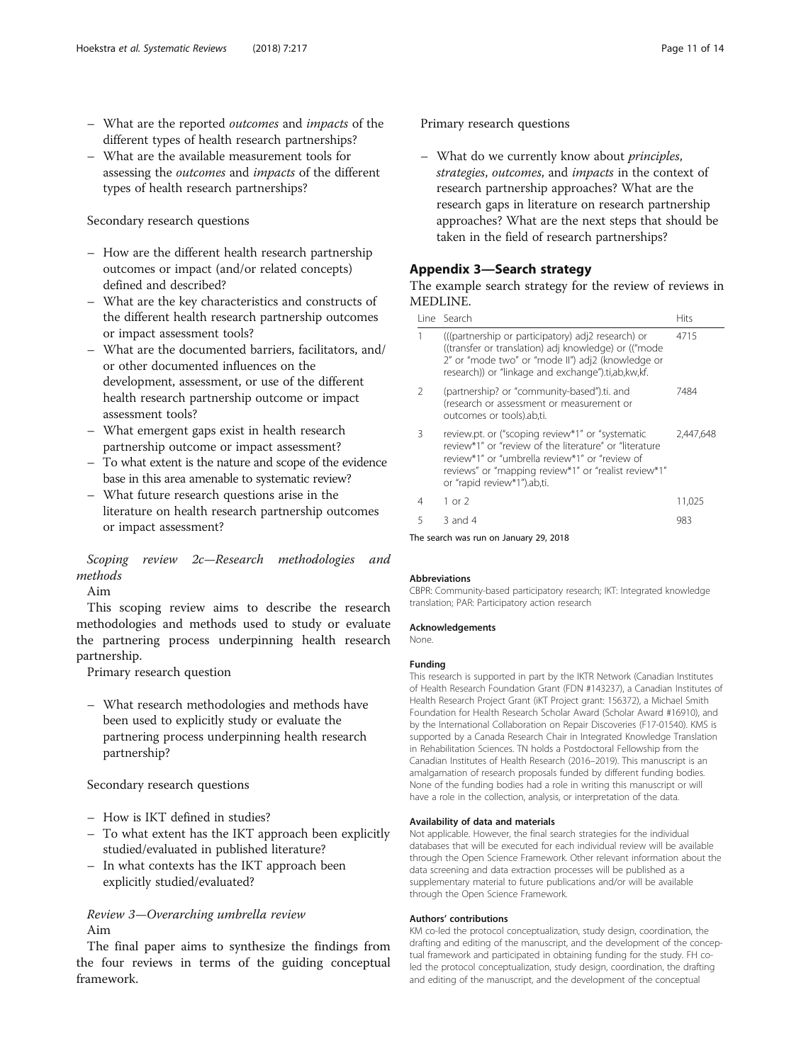- What are the reported *outcomes* and *impacts* of the different types of health research partnerships?
- What are the available measurement tools for assessing the *outcomes* and *impacts* of the different types of health research partnerships?

Secondary research questions

- How are the different health research partnership outcomes or impact (and/or related concepts) defined and described?
- What are the key characteristics and constructs of the different health research partnership outcomes or impact assessment tools?
- What are the documented barriers, facilitators, and/or other documented influences on the development, assessment, or use of the different health research partnership outcome or impact assessment tools?
- What emergent gaps exist in health research partnership outcome or impact assessment?
- To what extent is the nature and scope of the evidence base in this area amenable to systematic review?
- What future research questions arise in the literature on health research partnership outcomes or impact assessment?

*Scoping review 2c—Research methodologies and methods*

Aim

This scoping review aims to describe the research methodologies and methods used to study or evaluate the partnering process underpinning health research partnership.

Primary research question

- What research methodologies and methods have been used to explicitly study or evaluate the partnering process underpinning health research partnership?

Secondary research questions

- How is IKT defined in studies?
- To what extent has the IKT approach been explicitly studied/evaluated in published literature?
- In what contexts has the IKT approach been explicitly studied/evaluated?

*Review 3—Overarching umbrella review*

Aim

The final paper aims to synthesize the findings from the four reviews in terms of the guiding conceptual framework.

Primary research questions

- What do we currently know about *principles*, *strategies*, *outcomes*, and *impacts* in the context of research partnership approaches? What are the research gaps in literature on research partnership approaches? What are the next steps that should be taken in the field of research partnerships?

## Appendix 3—Search strategy

The example search strategy for the review of reviews in MEDLINE.

| Line | Search | Hits |
|---|---|---|
| 1 | (((partnership or participatory) adj2 research) or ((transfer or translation) adj knowledge) or (("mode 2" or "mode two" or "mode II") adj2 (knowledge or research)) or "linkage and exchange").ti,ab,kw,kf. | 4715 |
| 2 | (partnership? or "community-based").ti. and (research or assessment or measurement or outcomes or tools).ab,ti. | 7484 |
| 3 | review.pt. or ("scoping review*1" or "systematic review*1" or "review of the literature" or "literature review*1" or "umbrella review*1" or "review of reviews" or "mapping review*1" or "realist review*1" or "rapid review*1").ab,ti. | 2,447,648 |
| 4 | 1 or 2 | 11,025 |
| 5 | 3 and 4 | 983 |

The search was run on January 29, 2018

### Abbreviations

CBPR: Community-based participatory research; IKT: Integrated knowledge translation; PAR: Participatory action research

### Acknowledgements

None.

### Funding

This research is supported in part by the IKTR Network (Canadian Institutes of Health Research Foundation Grant (FDN #143237), a Canadian Institutes of Health Research Project Grant (iKT Project grant: 156372), a Michael Smith Foundation for Health Research Scholar Award (Scholar Award #16910), and by the International Collaboration on Repair Discoveries (F17-01540). KMS is supported by a Canada Research Chair in Integrated Knowledge Translation in Rehabilitation Sciences. TN holds a Postdoctoral Fellowship from the Canadian Institutes of Health Research (2016–2019). This manuscript is an amalgamation of research proposals funded by different funding bodies. None of the funding bodies had a role in writing this manuscript or will have a role in the collection, analysis, or interpretation of the data.

### Availability of data and materials

Not applicable. However, the final search strategies for the individual databases that will be executed for each individual review will be available through the Open Science Framework. Other relevant information about the data screening and data extraction processes will be published as a supplementary material to future publications and/or will be available through the Open Science Framework.

### Authors' contributions

KM co-led the protocol conceptualization, study design, coordination, the drafting and editing of the manuscript, and the development of the conceptual framework and participated in obtaining funding for the study. FH co-led the protocol conceptualization, study design, coordination, the drafting and editing of the manuscript, and the development of the conceptual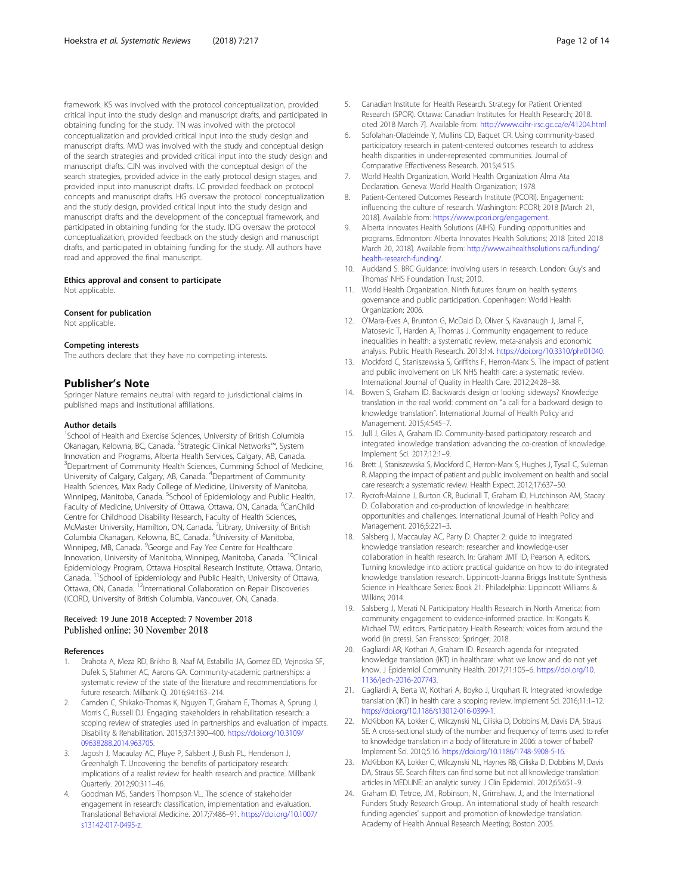framework. KS was involved with the protocol conceptualization, provided critical input into the study design and manuscript drafts, and participated in obtaining funding for the study. TN was involved with the protocol conceptualization and provided critical input into the study design and manuscript drafts. MVD was involved with the study and conceptual design of the search strategies and provided critical input into the study design and manuscript drafts. CJN was involved with the conceptual design of the search strategies, provided advice in the early protocol design stages, and provided input into manuscript drafts. LC provided feedback on protocol concepts and manuscript drafts. HG oversaw the protocol conceptualization and the study design, provided critical input into the study design and manuscript drafts and the development of the conceptual framework, and participated in obtaining funding for the study. IDG oversaw the protocol conceptualization, provided feedback on the study design and manuscript drafts, and participated in obtaining funding for the study. All authors have read and approved the final manuscript.

#### Ethics approval and consent to participate
Not applicable.

#### Consent for publication
Not applicable.

#### Competing interests
The authors declare that they have no competing interests.

## Publisher's Note
Springer Nature remains neutral with regard to jurisdictional claims in published maps and institutional affiliations.

#### Author details
[1]School of Health and Exercise Sciences, University of British Columbia Okanagan, Kelowna, BC, Canada. [2]Strategic Clinical Networks™, System Innovation and Programs, Alberta Health Services, Calgary, AB, Canada. [3]Department of Community Health Sciences, Cumming School of Medicine, University of Calgary, Calgary, AB, Canada. [4]Department of Community Health Sciences, Max Rady College of Medicine, University of Manitoba, Winnipeg, Manitoba, Canada. [5]School of Epidemiology and Public Health, Faculty of Medicine, University of Ottawa, Ottawa, ON, Canada. [6]CanChild Centre for Childhood Disability Research, Faculty of Health Sciences, McMaster University, Hamilton, ON, Canada. [7]Library, University of British Columbia Okanagan, Kelowna, BC, Canada. [8]University of Manitoba, Winnipeg, MB, Canada. [9]George and Fay Yee Centre for Healthcare Innovation, University of Manitoba, Winnipeg, Manitoba, Canada. [10]Clinical Epidemiology Program, Ottawa Hospital Research Institute, Ottawa, Ontario, Canada. [11]School of Epidemiology and Public Health, University of Ottawa, Ottawa, ON, Canada. [12]International Collaboration on Repair Discoveries (ICORD, University of British Columbia, Vancouver, ON, Canada.

Received: 19 June 2018 Accepted: 7 November 2018
Published online: 30 November 2018

#### References
1. Drahota A, Meza RD, Brikho B, Naaf M, Estabillo JA, Gomez ED, Vejnoska SF, Dufek S, Stahmer AC, Aarons GA. Community-academic partnerships: a systematic review of the state of the literature and recommendations for future research. Milbank Q. 2016;94:163–214.
2. Camden C, Shikako-Thomas K, Nguyen T, Graham E, Thomas A, Sprung J, Morris C, Russell DJ. Engaging stakeholders in rehabilitation research: a scoping review of strategies used in partnerships and evaluation of impacts. Disability & Rehabilitation. 2015;37:1390–400. https://doi.org/10.3109/09638288.2014.963705.
3. Jagosh J, Macaulay AC, Pluye P, Salsbert J, Bush PL, Henderson J, Greenhalgh T. Uncovering the benefits of participatory research: implications of a realist review for health research and practice. Millbank Quarterly. 2012;90:311–46.
4. Goodman MS, Sanders Thompson VL. The science of stakeholder engagement in research: classification, implementation and evaluation. Translational Behavioral Medicine. 2017;7:486–91. https://doi.org/10.1007/s13142-017-0495-z.
5. Canadian Institute for Health Research. Strategy for Patient Oriented Research (SPOR). Ottawa: Canadian Institutes for Health Research; 2018. cited 2018 March 7]. Available from: http://www.cihr-irsc.gc.ca/e/41204.html
6. Sofolahan-Oladeinde Y, Mullins CD, Baquet CR. Using community-based participatory research in patent-centered outcomes research to address health disparities in under-represented communities. Journal of Comparative Effectiveness Research. 2015;4:515.
7. World Health Organization. World Health Organization Alma Ata Declaration. Geneva: World Health Organization; 1978.
8. Patient-Centered Outcomes Research Institute (PCORI). Engagement: influencing the culture of research. Washington: PCORI; 2018 [March 21, 2018]. Available from: https://www.pcori.org/engagement.
9. Alberta Innovates Health Solutions (AIHS). Funding opportunities and programs. Edmonton: Alberta Innovates Health Solutions; 2018 [cited 2018 March 20, 2018]. Available from: http://www.aihealthsolutions.ca/funding/health-research-funding/.
10. Auckland S. BRC Guidance: involving users in research. London: Guy's and Thomas' NHS Foundation Trust; 2010.
11. World Health Organization. Ninth futures forum on health systems governance and public participation. Copenhagen: World Health Organization; 2006.
12. O'Mara-Eves A, Brunton G, McDaid D, Oliver S, Kavanaugh J, Jamal F, Matosevic T, Harden A, Thomas J. Community engagement to reduce inequalities in health: a systematic review, meta-analysis and economic analysis. Public Health Research. 2013;1:4. https://doi.org/10.3310/phr01040.
13. Mockford C, Staniszewska S, Griffiths F, Herron-Marx S. The impact of patient and public involvement on UK NHS health care: a systematic review. International Journal of Quality in Health Care. 2012;24:28–38.
14. Bowen S, Graham ID. Backwards design or looking sideways? Knowledge translation in the real world: comment on "a call for a backward design to knowledge translation". International Journal of Health Policy and Management. 2015;4:545–7.
15. Jull J, Giles A, Graham ID. Community-based participatory research and integrated knowledge translation: advancing the co-creation of knowledge. Implement Sci. 2017;12:1–9.
16. Brett J, Staniszewska S, Mockford C, Herron-Marx S, Hughes J, Tysall C, Suleman R. Mapping the impact of patient and public involvement on health and social care research: a systematic review. Health Expect. 2012;17:637–50.
17. Rycroft-Malone J, Burton CR, Bucknall T, Graham ID, Hutchinson AM, Stacey D. Collaboration and co-production of knowledge in healthcare: opportunities and challenges. International Journal of Health Policy and Management. 2016;5:221–3.
18. Salsberg J, Maccaulay AC, Parry D. Chapter 2: guide to integrated knowledge translation research: researcher and knowledge-user collaboration in health research. In: Graham JMT ID, Pearson A, editors. Turning knowledge into action: practical guidance on how to do integrated knowledge translation research. Lippincott-Joanna Briggs Institute Synthesis Science in Healthcare Series: Book 21. Philadelphia: Lippincott Williams & Wilkins; 2014.
19. Salsberg J, Merati N. Participatory Health Research in North America: from community engagement to evidence-informed practice. In: Kongats K, Michael TW, editors. Participatory Health Research: voices from around the world (in press). San Fransisco: Springer; 2018.
20. Gagliardi AR, Kothari A, Graham ID. Research agenda for integrated knowledge translation (IKT) in healthcare: what we know and do not yet know. J Epidemiol Community Health. 2017;71:105–6. https://doi.org/10.1136/jech-2016-207743.
21. Gagliardi A, Berta W, Kothari A, Boyko J, Urquhart R. Integrated knowledge translation (iKT) in health care: a scoping review. Implement Sci. 2016;11:1–12. https://doi.org/10.1186/s13012-016-0399-1.
22. McKibbon KA, Lokker C, Wilczynski NL, Ciliska D, Dobbins M, Davis DA, Straus SE. A cross-sectional study of the number and frequency of terms used to refer to knowledge translation in a body of literature in 2006: a tower of babel? Implement Sci. 2010;5:16. https://doi.org/10.1186/1748-5908-5-16.
23. McKibbon KA, Lokker C, Wilczynski NL, Haynes RB, Ciliska D, Dobbins M, Davis DA, Straus SE. Search filters can find some but not all knowledge translation articles in MEDLINE: an analytic survey. J Clin Epidemiol. 2012;65:651–9.
24. Graham ID, Tetroe, JM., Robinson, N., Grimshaw, J., and the International Funders Study Research Group,. An international study of health research funding agencies' support and promotion of knowledge translation. Academy of Health Annual Research Meeting; Boston 2005.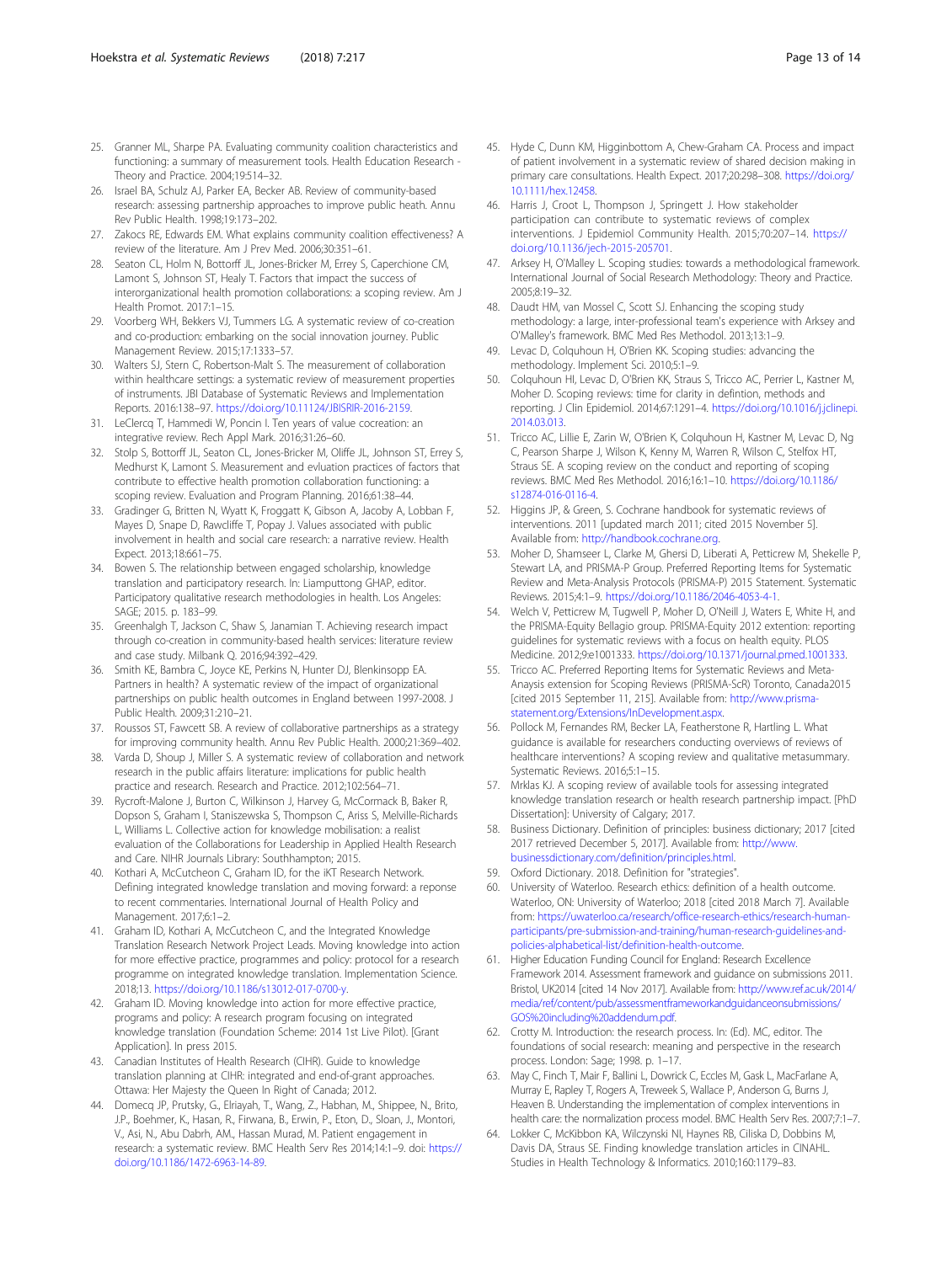25. Granner ML, Sharpe PA. Evaluating community coalition characteristics and functioning: a summary of measurement tools. Health Education Research - Theory and Practice. 2004;19:514–32.
26. Israel BA, Schulz AJ, Parker EA, Becker AB. Review of community-based research: assessing partnership approaches to improve public heath. Annu Rev Public Health. 1998;19:173–202.
27. Zakocs RE, Edwards EM. What explains community coalition effectiveness? A review of the literature. Am J Prev Med. 2006;30:351–61.
28. Seaton CL, Holm N, Bottorff JL, Jones-Bricker M, Errey S, Caperchione CM, Lamont S, Johnson ST, Healy T. Factors that impact the success of interorganizational health promotion collaborations: a scoping review. Am J Health Promot. 2017:1–15.
29. Voorberg WH, Bekkers VJ, Tummers LG. A systematic review of co-creation and co-production: embarking on the social innovation journey. Public Management Review. 2015;17:1333–57.
30. Walters SJ, Stern C, Robertson-Malt S. The measurement of collaboration within healthcare settings: a systematic review of measurement properties of instruments. JBI Database of Systematic Reviews and Implementation Reports. 2016:138–97. https://doi.org/10.11124/JBISRIR-2016-2159.
31. LeClercq T, Hammedi W, Poncin I. Ten years of value cocreation: an integrative review. Rech Appl Mark. 2016;31:26–60.
32. Stolp S, Bottorff JL, Seaton CL, Jones-Bricker M, Oliffe JL, Johnson ST, Errey S, Medhurst K, Lamont S. Measurement and evluation practices of factors that contribute to effective health promotion collaboration functioning: a scoping review. Evaluation and Program Planning. 2016;61:38–44.
33. Gradinger G, Britten N, Wyatt K, Froggatt K, Gibson A, Jacoby A, Lobban F, Mayes D, Snape D, Rawcliffe T, Popay J. Values associated with public involvement in health and social care research: a narrative review. Health Expect. 2013;18:661–75.
34. Bowen S. The relationship between engaged scholarship, knowledge translation and participatory research. In: Liamputtong GHAP, editor. Participatory qualitative research methodologies in health. Los Angeles: SAGE; 2015. p. 183–99.
35. Greenhalgh T, Jackson C, Shaw S, Janamian T. Achieving research impact through co-creation in community-based health services: literature review and case study. Milbank Q. 2016;94:392–429.
36. Smith KE, Bambra C, Joyce KE, Perkins N, Hunter DJ, Blenkinsopp EA. Partners in health? A systematic review of the impact of organizational partnerships on public health outcomes in England between 1997-2008. J Public Health. 2009;31:210–21.
37. Roussos ST, Fawcett SB. A review of collaborative partnerships as a strategy for improving community health. Annu Rev Public Health. 2000;21:369–402.
38. Varda D, Shoup J, Miller S. A systematic review of collaboration and network research in the public affairs literature: implications for public health practice and research. Research and Practice. 2012;102:564–71.
39. Rycroft-Malone J, Burton C, Wilkinson J, Harvey G, McCormack B, Baker R, Dopson S, Graham I, Staniszewska S, Thompson C, Ariss S, Melville-Richards L, Williams L. Collective action for knowledge mobilisation: a realist evaluation of the Collaborations for Leadership in Applied Health Research and Care. NIHR Journals Library: Southhampton; 2015.
40. Kothari A, McCutcheon C, Graham ID, for the iKT Research Network. Defining integrated knowledge translation and moving forward: a reponse to recent commentaries. International Journal of Health Policy and Management. 2017;6:1–2.
41. Graham ID, Kothari A, McCutcheon C, and the Integrated Knowledge Translation Research Network Project Leads. Moving knowledge into action for more effective practice, programmes and policy: protocol for a research programme on integrated knowledge translation. Implementation Science. 2018;13. https://doi.org/10.1186/s13012-017-0700-y.
42. Graham ID. Moving knowledge into action for more effective practice, programs and policy: A research program focusing on integrated knowledge translation (Foundation Scheme: 2014 1st Live Pilot). [Grant Application]. In press 2015.
43. Canadian Institutes of Health Research (CIHR). Guide to knowledge translation planning at CIHR: integrated and end-of-grant approaches. Ottawa: Her Majesty the Queen In Right of Canada; 2012.
44. Domecq JP, Prutsky, G., Elriayah, T., Wang, Z., Habhan, M., Shippee, N., Brito, J.P., Boehmer, K., Hasan, R., Firwana, B., Erwin, P., Eton, D., Sloan, J., Montori, V., Asi, N., Abu Dabrh, AM., Hassan Murad, M. Patient engagement in research: a systematic review. BMC Health Serv Res 2014;14:1–9. doi: https://doi.org/10.1186/1472-6963-14-89.
45. Hyde C, Dunn KM, Higginbottom A, Chew-Graham CA. Process and impact of patient involvement in a systematic review of shared decision making in primary care consultations. Health Expect. 2017;20:298–308. https://doi.org/10.1111/hex.12458.
46. Harris J, Croot L, Thompson J, Springett J. How stakeholder participation can contribute to systematic reviews of complex interventions. J Epidemiol Community Health. 2015;70:207–14. https://doi.org/10.1136/jech-2015-205701.
47. Arksey H, O'Malley L. Scoping studies: towards a methodological framework. International Journal of Social Research Methodology: Theory and Practice. 2005;8:19–32.
48. Daudt HM, van Mossel C, Scott SJ. Enhancing the scoping study methodology: a large, inter-professional team's experience with Arksey and O'Malley's framework. BMC Med Res Methodol. 2013;13:1–9.
49. Levac D, Colquhoun H, O'Brien KK. Scoping studies: advancing the methodology. Implement Sci. 2010;5:1–9.
50. Colquhoun HI, Levac D, O'Brien KK, Straus S, Tricco AC, Perrier L, Kastner M, Moher D. Scoping reviews: time for clarity in defintion, methods and reporting. J Clin Epidemiol. 2014;67:1291–4. https://doi.org/10.1016/j.jclinepi.2014.03.013.
51. Tricco AC, Lillie E, Zarin W, O'Brien K, Colquhoun H, Kastner M, Levac D, Ng C, Pearson Sharpe J, Wilson K, Kenny M, Warren R, Wilson C, Stelfox HT, Straus SE. A scoping review on the conduct and reporting of scoping reviews. BMC Med Res Methodol. 2016;16:1–10. https://doi.org/10.1186/s12874-016-0116-4.
52. Higgins JP, & Green, S. Cochrane handbook for systematic reviews of interventions. 2011 [updated march 2011; cited 2015 November 5]. Available from: http://handbook.cochrane.org.
53. Moher D, Shamseer L, Clarke M, Ghersi D, Liberati A, Petticrew M, Shekelle P, Stewart LA, and PRISMA-P Group. Preferred Reporting Items for Systematic Review and Meta-Analysis Protocols (PRISMA-P) 2015 Statement. Systematic Reviews. 2015;4:1–9. https://doi.org/10.1186/2046-4053-4-1.
54. Welch V, Petticrew M, Tugwell P, Moher D, O'Neill J, Waters E, White H, and the PRISMA-Equity Bellagio group. PRISMA-Equity 2012 extention: reporting guidelines for systematic reviews with a focus on health equity. PLOS Medicine. 2012;9:e1001333. https://doi.org/10.1371/journal.pmed.1001333.
55. Tricco AC. Preferred Reporting Items for Systematic Reviews and Meta-Anaysis extension for Scoping Reviews (PRISMA-ScR) Toronto, Canada2015 [cited 2015 September 11, 215]. Available from: http://www.prisma-statement.org/Extensions/InDevelopment.aspx.
56. Pollock M, Fernandes RM, Becker LA, Featherstone R, Hartling L. What guidance is available for researchers conducting overviews of reviews of healthcare interventions? A scoping review and qualitative metasummary. Systematic Reviews. 2016;5:1–15.
57. Mrklas KJ. A scoping review of available tools for assessing integrated knowledge translation research or health research partnership impact. [PhD Dissertation]: University of Calgary; 2017.
58. Business Dictionary. Definition of principles: business dictionary; 2017 [cited 2017 retrieved December 5, 2017]. Available from: http://www.businessdictionary.com/definition/principles.html.
59. Oxford Dictionary. 2018. Definition for "strategies".
60. University of Waterloo. Research ethics: definition of a health outcome. Waterloo, ON: University of Waterloo; 2018 [cited 2018 March 7]. Available from: https://uwaterloo.ca/research/office-research-ethics/research-human-participants/pre-submission-and-training/human-research-guidelines-and-policies-alphabetical-list/definition-health-outcome.
61. Higher Education Funding Council for England: Research Excellence Framework 2014. Assessment framework and guidance on submissions 2011. Bristol, UK2014 [cited 14 Nov 2017]. Available from: http://www.ref.ac.uk/2014/media/ref/content/pub/assessmentframeworkandguidanceonsubmissions/GOS%20including%20addendum.pdf.
62. Crotty M. Introduction: the research process. In: (Ed). MC, editor. The foundations of social research: meaning and perspective in the research process. London: Sage; 1998. p. 1–17.
63. May C, Finch T, Mair F, Ballini L, Dowrick C, Eccles M, Gask L, MacFarlane A, Murray E, Rapley T, Rogers A, Treweek S, Wallace P, Anderson G, Burns J, Heaven B. Understanding the implementation of complex interventions in health care: the normalization process model. BMC Health Serv Res. 2007;7:1–7.
64. Lokker C, McKibbon KA, Wilczynski NI, Haynes RB, Ciliska D, Dobbins M, Davis DA, Straus SE. Finding knowledge translation articles in CINAHL. Studies in Health Technology & Informatics. 2010;160:1179–83.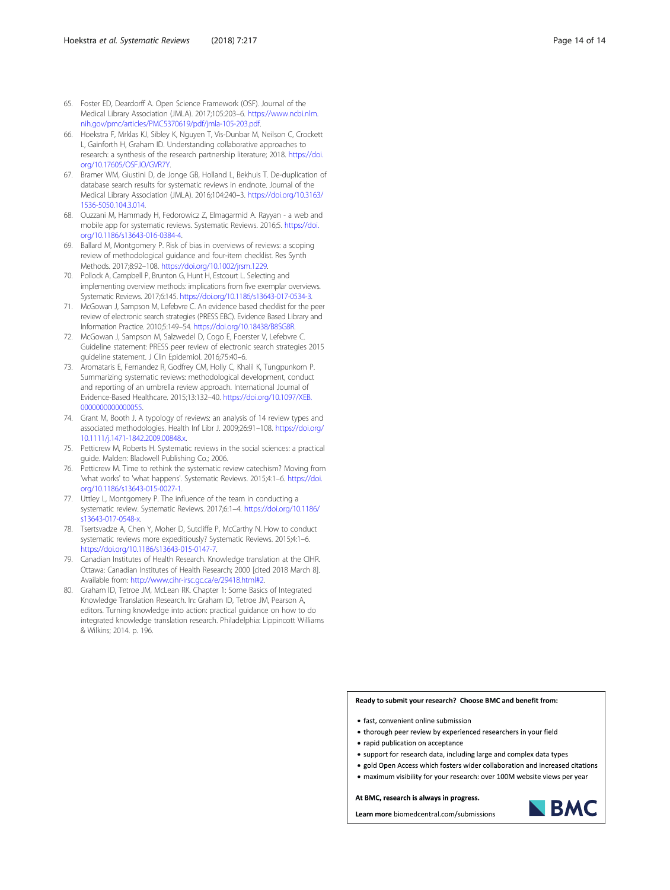65. Foster ED, Deardorff A. Open Science Framework (OSF). Journal of the Medical Library Association (JMLA). 2017;105:203–6. https://www.ncbi.nlm.nih.gov/pmc/articles/PMC5370619/pdf/jmla-105-203.pdf.
66. Hoekstra F, Mrklas KJ, Sibley K, Nguyen T, Vis-Dunbar M, Neilson C, Crockett L, Gainforth H, Graham ID. Understanding collaborative approaches to research: a synthesis of the research partnership literature; 2018. https://doi.org/10.17605/OSF.IO/GVR7Y.
67. Bramer WM, Giustini D, de Jonge GB, Holland L, Bekhuis T. De-duplication of database search results for systematic reviews in endnote. Journal of the Medical Library Association (JMLA). 2016;104:240–3. https://doi.org/10.3163/1536-5050.104.3.014.
68. Ouzzani M, Hammady H, Fedorowicz Z, Elmagarmid A. Rayyan - a web and mobile app for systematic reviews. Systematic Reviews. 2016;5. https://doi.org/10.1186/s13643-016-0384-4.
69. Ballard M, Montgomery P. Risk of bias in overviews of reviews: a scoping review of methodological guidance and four-item checklist. Res Synth Methods. 2017;8:92–108. https://doi.org/10.1002/jrsm.1229.
70. Pollock A, Campbell P, Brunton G, Hunt H, Estcourt L. Selecting and implementing overview methods: implications from five exemplar overviews. Systematic Reviews. 2017;6:145. https://doi.org/10.1186/s13643-017-0534-3.
71. McGowan J, Sampson M, Lefebvre C. An evidence based checklist for the peer review of electronic search strategies (PRESS EBC). Evidence Based Library and Information Practice. 2010;5:149–54. https://doi.org/10.18438/B8SG8R.
72. McGowan J, Sampson M, Salzwedel D, Cogo E, Foerster V, Lefebvre C. Guideline statement: PRESS peer review of electronic search strategies 2015 guideline statement. J Clin Epidemiol. 2016;75:40–6.
73. Aromataris E, Fernandez R, Godfrey CM, Holly C, Khalil K, Tungpunkom P. Summarizing systematic reviews: methodological development, conduct and reporting of an umbrella review approach. International Journal of Evidence-Based Healthcare. 2015;13:132–40. https://doi.org/10.1097/XEB.0000000000000055.
74. Grant M, Booth J. A typology of reviews: an analysis of 14 review types and associated methodologies. Health Inf Libr J. 2009;26:91–108. https://doi.org/10.1111/j.1471-1842.2009.00848.x.
75. Petticrew M, Roberts H. Systematic reviews in the social sciences: a practical guide. Malden: Blackwell Publishing Co.; 2006.
76. Petticrew M. Time to rethink the systematic review catechism? Moving from 'what works' to 'what happens'. Systematic Reviews. 2015;4:1–6. https://doi.org/10.1186/s13643-015-0027-1.
77. Uttley L, Montgomery P. The influence of the team in conducting a systematic review. Systematic Reviews. 2017;6:1–4. https://doi.org/10.1186/s13643-017-0548-x.
78. Tsertsvadze A, Chen Y, Moher D, Sutcliffe P, McCarthy N. How to conduct systematic reviews more expeditiously? Systematic Reviews. 2015;4:1–6. https://doi.org/10.1186/s13643-015-0147-7.
79. Canadian Institutes of Health Research. Knowledge translation at the CIHR. Ottawa: Canadian Institutes of Health Research; 2000 [cited 2018 March 8]. Available from: http://www.cihr-irsc.gc.ca/e/29418.html#2.
80. Graham ID, Tetroe JM, McLean RK. Chapter 1: Some Basics of Integrated Knowledge Translation Research. In: Graham ID, Tetroe JM, Pearson A, editors. Turning knowledge into action: practical guidance on how to do integrated knowledge translation research. Philadelphia: Lippincott Williams & Wilkins; 2014. p. 196.

**Ready to submit your research? Choose BMC and benefit from:**

- fast, convenient online submission
- thorough peer review by experienced researchers in your field
- rapid publication on acceptance
- support for research data, including large and complex data types
- gold Open Access which fosters wider collaboration and increased citations
- maximum visibility for your research: over 100M website views per year

**At BMC, research is always in progress.**

**Learn more** biomedcentral.com/submissions

BMC